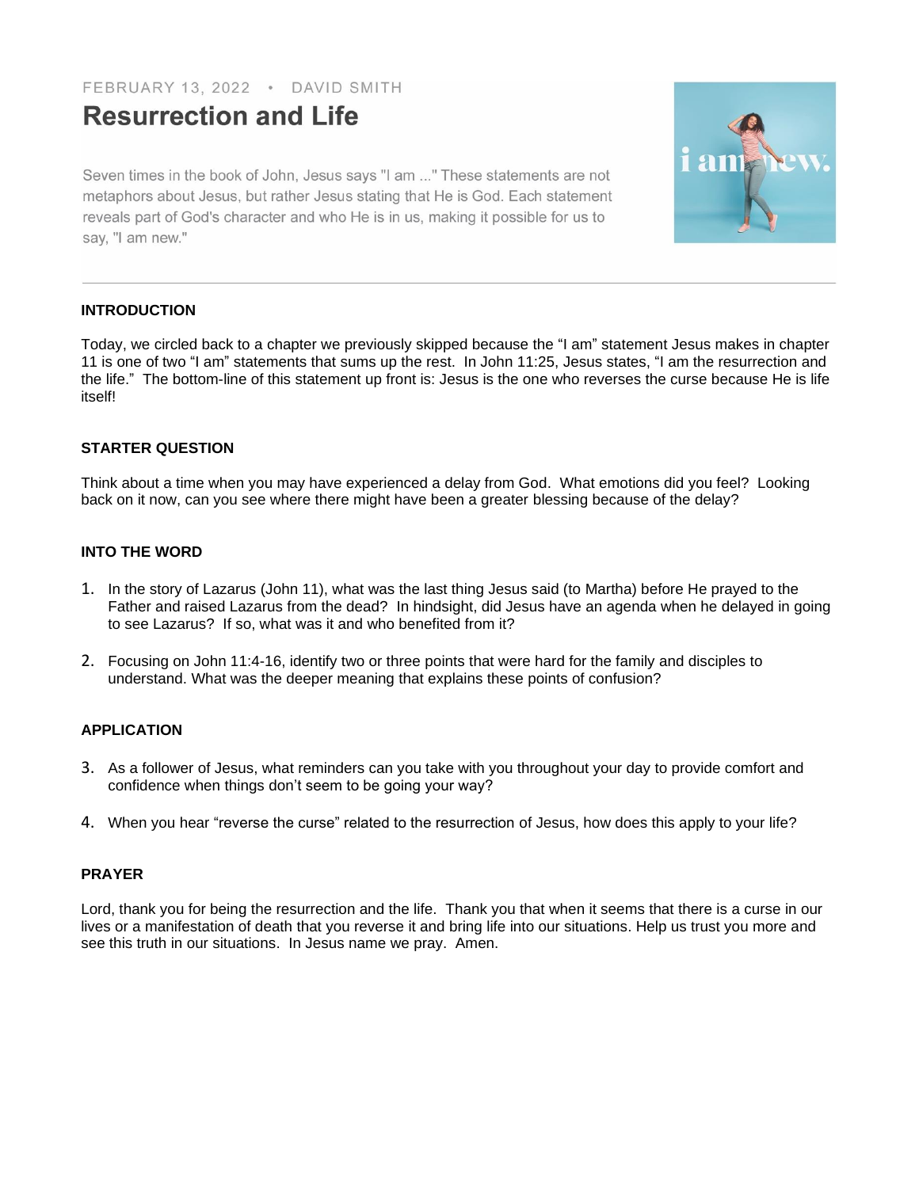FEBRUARY 13, 2022 • DAVID SMITH

# Resurrection and Life

Seven times in the book of John, Jesus says "I am ..." These statements are not metaphors about Jesus, but rather Jesus stating that He is God. Each statement reveals part of God's character and who He is in us, making it possible for us to say, "I am new."

---

## INTRODUCTION

Today, we circled back to a chapter we previously skipped because the "I am" statement Jesus makes in chapter 11 is one of two "I am" statements that sums up the rest. In John 11:25, Jesus states, "I am the resurrection and the life." The bottom-line of this statement up front is: Jesus is the one who reverses the curse because He is life itself!

## STARTER QUESTION

Think about a time when you may have experienced a delay from God. What emotions did you feel? Looking back on it now, can you see where there might have been a greater blessing because of the delay?

## INTO THE WORD

1. In the story of Lazarus (John 11), what was the last thing Jesus said (to Martha) before He prayed to the Father and raised Lazarus from the dead? In hindsight, did Jesus have an agenda when he delayed in going to see Lazarus? If so, what was it and who benefited from it?

2. Focusing on John 11:4-16, identify two or three points that were hard for the family and disciples to understand. What was the deeper meaning that explains these points of confusion?

## APPLICATION

3. As a follower of Jesus, what reminders can you take with you throughout your day to provide comfort and confidence when things don't seem to be going your way?

4. When you hear "reverse the curse" related to the resurrection of Jesus, how does this apply to your life?

## PRAYER

Lord, thank you for being the resurrection and the life. Thank you that when it seems that there is a curse in our lives or a manifestation of death that you reverse it and bring life into our situations. Help us trust you more and see this truth in our situations. In Jesus name we pray. Amen.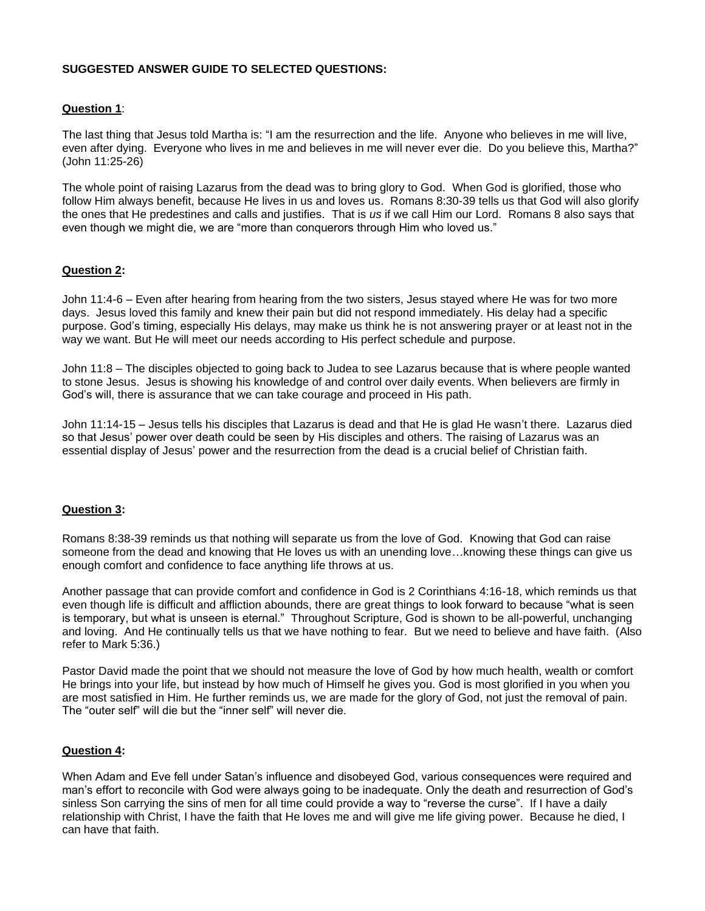**SUGGESTED ANSWER GUIDE TO SELECTED QUESTIONS:**

**Question 1**:

The last thing that Jesus told Martha is: "I am the resurrection and the life. Anyone who believes in me will live, even after dying. Everyone who lives in me and believes in me will never ever die. Do you believe this, Martha?" (John 11:25-26)

The whole point of raising Lazarus from the dead was to bring glory to God. When God is glorified, those who follow Him always benefit, because He lives in us and loves us. Romans 8:30-39 tells us that God will also glorify the ones that He predestines and calls and justifies. That is *us* if we call Him our Lord. Romans 8 also says that even though we might die, we are "more than conquerors through Him who loved us."

**Question 2:**

John 11:4-6 – Even after hearing from hearing from the two sisters, Jesus stayed where He was for two more days. Jesus loved this family and knew their pain but did not respond immediately. His delay had a specific purpose. God's timing, especially His delays, may make us think he is not answering prayer or at least not in the way we want. But He will meet our needs according to His perfect schedule and purpose.

John 11:8 – The disciples objected to going back to Judea to see Lazarus because that is where people wanted to stone Jesus. Jesus is showing his knowledge of and control over daily events. When believers are firmly in God's will, there is assurance that we can take courage and proceed in His path.

John 11:14-15 – Jesus tells his disciples that Lazarus is dead and that He is glad He wasn't there. Lazarus died so that Jesus' power over death could be seen by His disciples and others. The raising of Lazarus was an essential display of Jesus' power and the resurrection from the dead is a crucial belief of Christian faith.

**Question 3:**

Romans 8:38-39 reminds us that nothing will separate us from the love of God. Knowing that God can raise someone from the dead and knowing that He loves us with an unending love…knowing these things can give us enough comfort and confidence to face anything life throws at us.

Another passage that can provide comfort and confidence in God is 2 Corinthians 4:16-18, which reminds us that even though life is difficult and affliction abounds, there are great things to look forward to because "what is seen is temporary, but what is unseen is eternal." Throughout Scripture, God is shown to be all-powerful, unchanging and loving. And He continually tells us that we have nothing to fear. But we need to believe and have faith. (Also refer to Mark 5:36.)

Pastor David made the point that we should not measure the love of God by how much health, wealth or comfort He brings into your life, but instead by how much of Himself he gives you. God is most glorified in you when you are most satisfied in Him. He further reminds us, we are made for the glory of God, not just the removal of pain. The "outer self" will die but the "inner self" will never die.

**Question 4:**

When Adam and Eve fell under Satan's influence and disobeyed God, various consequences were required and man's effort to reconcile with God were always going to be inadequate. Only the death and resurrection of God's sinless Son carrying the sins of men for all time could provide a way to "reverse the curse". If I have a daily relationship with Christ, I have the faith that He loves me and will give me life giving power. Because he died, I can have that faith.